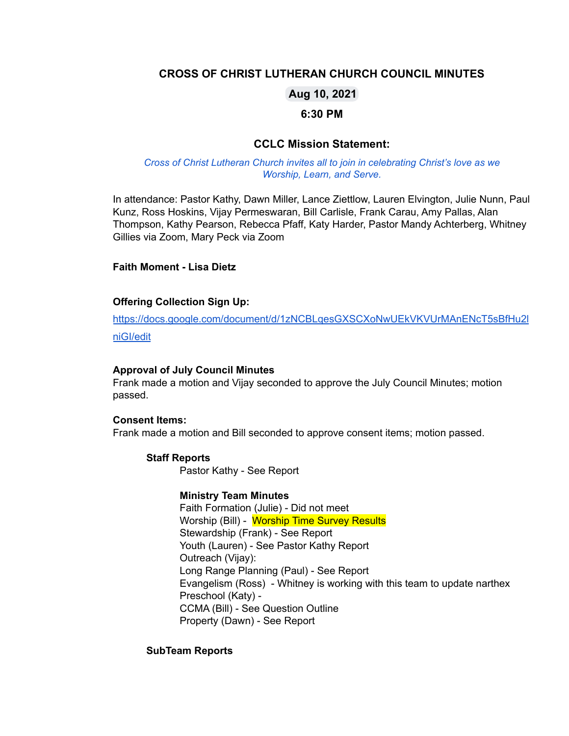# CROSS OF CHRIST LUTHERAN CHURCH COUNCIL MINUTES

**Aug 10, 2021**

**6:30 PM**

## CCLC Mission Statement:

*Cross of Christ Lutheran Church invites all to join in celebrating Christ's love as we Worship, Learn, and Serve.*

In attendance: Pastor Kathy, Dawn Miller, Lance Ziettlow, Lauren Elvington, Julie Nunn, Paul Kunz, Ross Hoskins, Vijay Permeswaran, Bill Carlisle, Frank Carau, Amy Pallas, Alan Thompson, Kathy Pearson, Rebecca Pfaff, Katy Harder, Pastor Mandy Achterberg, Whitney Gillies via Zoom, Mary Peck via Zoom

**Faith Moment - Lisa Dietz**

**Offering Collection Sign Up:**

https://docs.google.com/document/d/1zNCBLqesGXSCXoNwUEkVKVUrMAnENcT5sBfHu2lniGI/edit

**Approval of July Council Minutes**

Frank made a motion and Vijay seconded to approve the July Council Minutes; motion passed.

**Consent Items:**

Frank made a motion and Bill seconded to approve consent items; motion passed.

**Staff Reports**

Pastor Kathy - See Report

**Ministry Team Minutes**

Faith Formation (Julie) - Did not meet
Worship (Bill) - Worship Time Survey Results
Stewardship (Frank) - See Report
Youth (Lauren) - See Pastor Kathy Report
Outreach (Vijay):
Long Range Planning (Paul) - See Report
Evangelism (Ross) - Whitney is working with this team to update narthex
Preschool (Katy) -
CCMA (Bill) - See Question Outline
Property (Dawn) - See Report

**SubTeam Reports**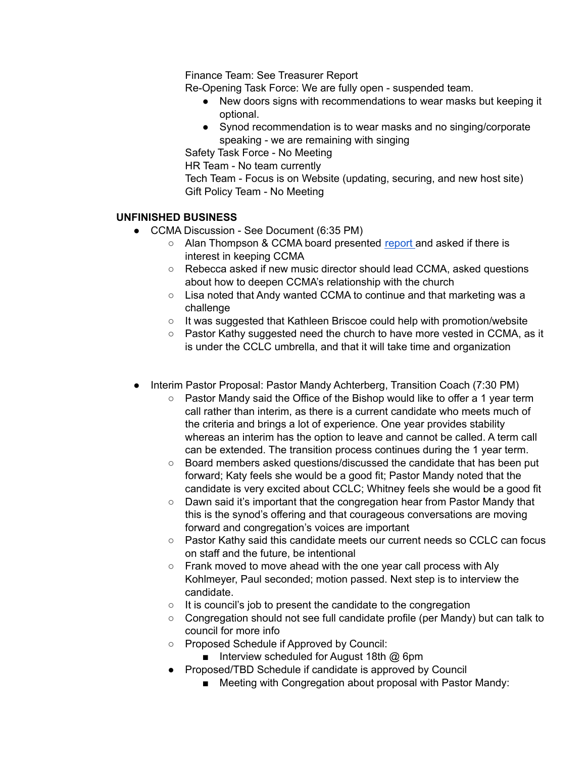Finance Team: See Treasurer Report

Re-Opening Task Force: We are fully open - suspended team.

- New doors signs with recommendations to wear masks but keeping it optional.
- Synod recommendation is to wear masks and no singing/corporate speaking - we are remaining with singing

Safety Task Force - No Meeting

HR Team - No team currently

Tech Team - Focus is on Website (updating, securing, and new host site)

Gift Policy Team - No Meeting

**UNFINISHED BUSINESS**

- CCMA Discussion - See Document (6:35 PM)
    - Alan Thompson & CCMA board presented report and asked if there is interest in keeping CCMA
    - Rebecca asked if new music director should lead CCMA, asked questions about how to deepen CCMA's relationship with the church
    - Lisa noted that Andy wanted CCMA to continue and that marketing was a challenge
    - It was suggested that Kathleen Briscoe could help with promotion/website
    - Pastor Kathy suggested need the church to have more vested in CCMA, as it is under the CCLC umbrella, and that it will take time and organization

- Interim Pastor Proposal: Pastor Mandy Achterberg, Transition Coach (7:30 PM)
    - Pastor Mandy said the Office of the Bishop would like to offer a 1 year term call rather than interim, as there is a current candidate who meets much of the criteria and brings a lot of experience. One year provides stability whereas an interim has the option to leave and cannot be called. A term call can be extended. The transition process continues during the 1 year term.
    - Board members asked questions/discussed the candidate that has been put forward; Katy feels she would be a good fit; Pastor Mandy noted that the candidate is very excited about CCLC; Whitney feels she would be a good fit
    - Dawn said it's important that the congregation hear from Pastor Mandy that this is the synod's offering and that courageous conversations are moving forward and congregation's voices are important
    - Pastor Kathy said this candidate meets our current needs so CCLC can focus on staff and the future, be intentional
    - Frank moved to move ahead with the one year call process with Aly Kohlmeyer, Paul seconded; motion passed. Next step is to interview the candidate.
    - It is council's job to present the candidate to the congregation
    - Congregation should not see full candidate profile (per Mandy) but can talk to council for more info
    - Proposed Schedule if Approved by Council:
        - Interview scheduled for August 18th @ 6pm
    - Proposed/TBD Schedule if candidate is approved by Council
        - Meeting with Congregation about proposal with Pastor Mandy: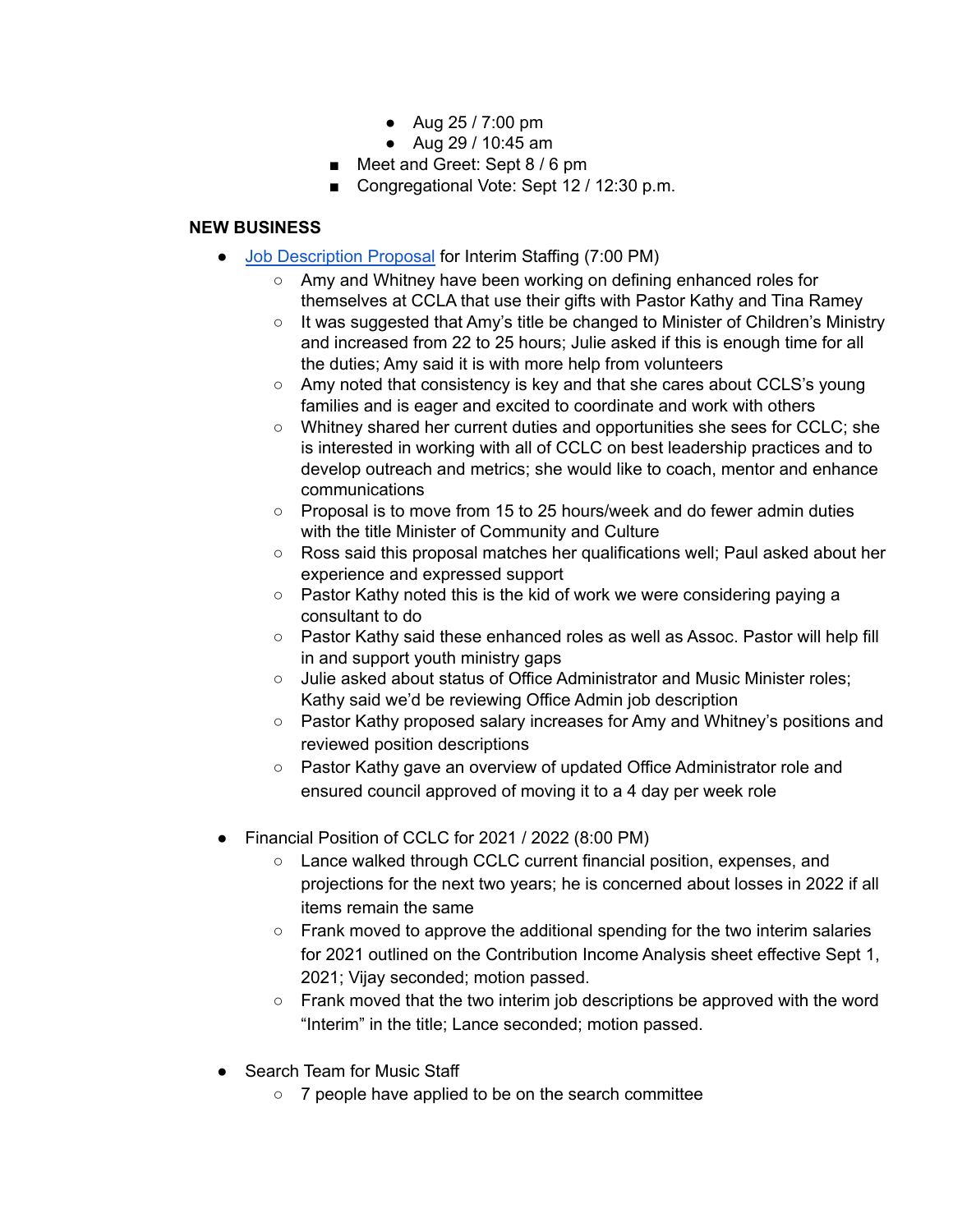- Aug 25 / 7:00 pm
        - Aug 29 / 10:45 am
    - Meet and Greet: Sept 8 / 6 pm
    - Congregational Vote: Sept 12 / 12:30 p.m.

**NEW BUSINESS**

- Job Description Proposal for Interim Staffing (7:00 PM)
    - Amy and Whitney have been working on defining enhanced roles for themselves at CCLA that use their gifts with Pastor Kathy and Tina Ramey
    - It was suggested that Amy's title be changed to Minister of Children's Ministry and increased from 22 to 25 hours; Julie asked if this is enough time for all the duties; Amy said it is with more help from volunteers
    - Amy noted that consistency is key and that she cares about CCLS's young families and is eager and excited to coordinate and work with others
    - Whitney shared her current duties and opportunities she sees for CCLC; she is interested in working with all of CCLC on best leadership practices and to develop outreach and metrics; she would like to coach, mentor and enhance communications
    - Proposal is to move from 15 to 25 hours/week and do fewer admin duties with the title Minister of Community and Culture
    - Ross said this proposal matches her qualifications well; Paul asked about her experience and expressed support
    - Pastor Kathy noted this is the kid of work we were considering paying a consultant to do
    - Pastor Kathy said these enhanced roles as well as Assoc. Pastor will help fill in and support youth ministry gaps
    - Julie asked about status of Office Administrator and Music Minister roles; Kathy said we'd be reviewing Office Admin job description
    - Pastor Kathy proposed salary increases for Amy and Whitney's positions and reviewed position descriptions
    - Pastor Kathy gave an overview of updated Office Administrator role and ensured council approved of moving it to a 4 day per week role

- Financial Position of CCLC for 2021 / 2022 (8:00 PM)
    - Lance walked through CCLC current financial position, expenses, and projections for the next two years; he is concerned about losses in 2022 if all items remain the same
    - Frank moved to approve the additional spending for the two interim salaries for 2021 outlined on the Contribution Income Analysis sheet effective Sept 1, 2021; Vijay seconded; motion passed.
    - Frank moved that the two interim job descriptions be approved with the word "Interim" in the title; Lance seconded; motion passed.

- Search Team for Music Staff
    - 7 people have applied to be on the search committee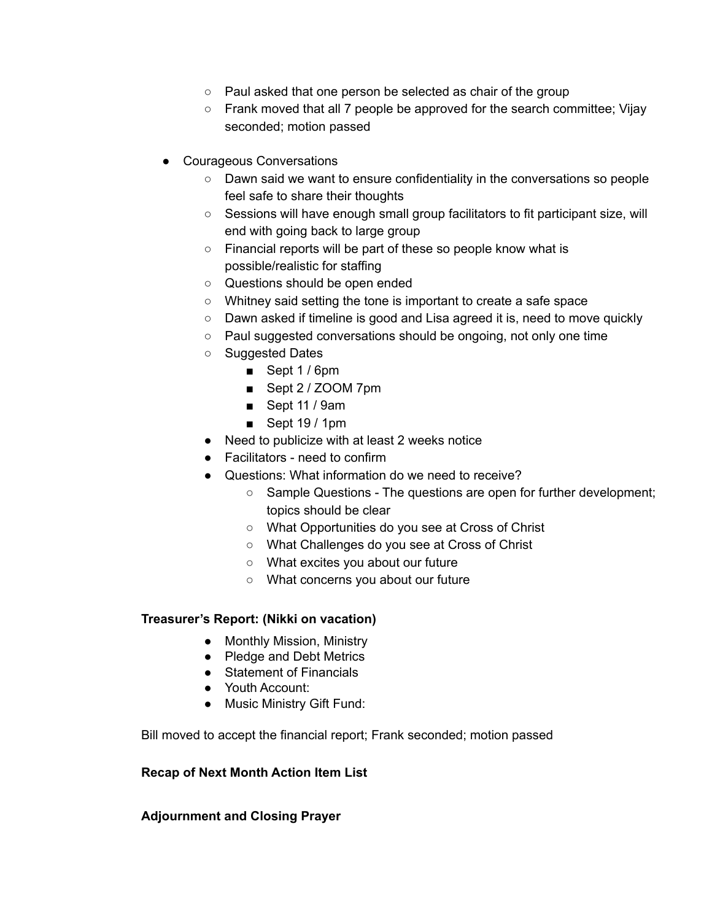- Paul asked that one person be selected as chair of the group
    - Frank moved that all 7 people be approved for the search committee; Vijay seconded; motion passed

- Courageous Conversations
    - Dawn said we want to ensure confidentiality in the conversations so people feel safe to share their thoughts
    - Sessions will have enough small group facilitators to fit participant size, will end with going back to large group
    - Financial reports will be part of these so people know what is possible/realistic for staffing
    - Questions should be open ended
    - Whitney said setting the tone is important to create a safe space
    - Dawn asked if timeline is good and Lisa agreed it is, need to move quickly
    - Paul suggested conversations should be ongoing, not only one time
    - Suggested Dates
        - Sept 1 / 6pm
        - Sept 2 / ZOOM 7pm
        - Sept 11 / 9am
        - Sept 19 / 1pm
    - Need to publicize with at least 2 weeks notice
    - Facilitators - need to confirm
    - Questions: What information do we need to receive?
        - Sample Questions - The questions are open for further development; topics should be clear
        - What Opportunities do you see at Cross of Christ
        - What Challenges do you see at Cross of Christ
        - What excites you about our future
        - What concerns you about our future

**Treasurer's Report: (Nikki on vacation)**

- Monthly Mission, Ministry
- Pledge and Debt Metrics
- Statement of Financials
- Youth Account:
- Music Ministry Gift Fund:

Bill moved to accept the financial report; Frank seconded; motion passed

**Recap of Next Month Action Item List**

**Adjournment and Closing Prayer**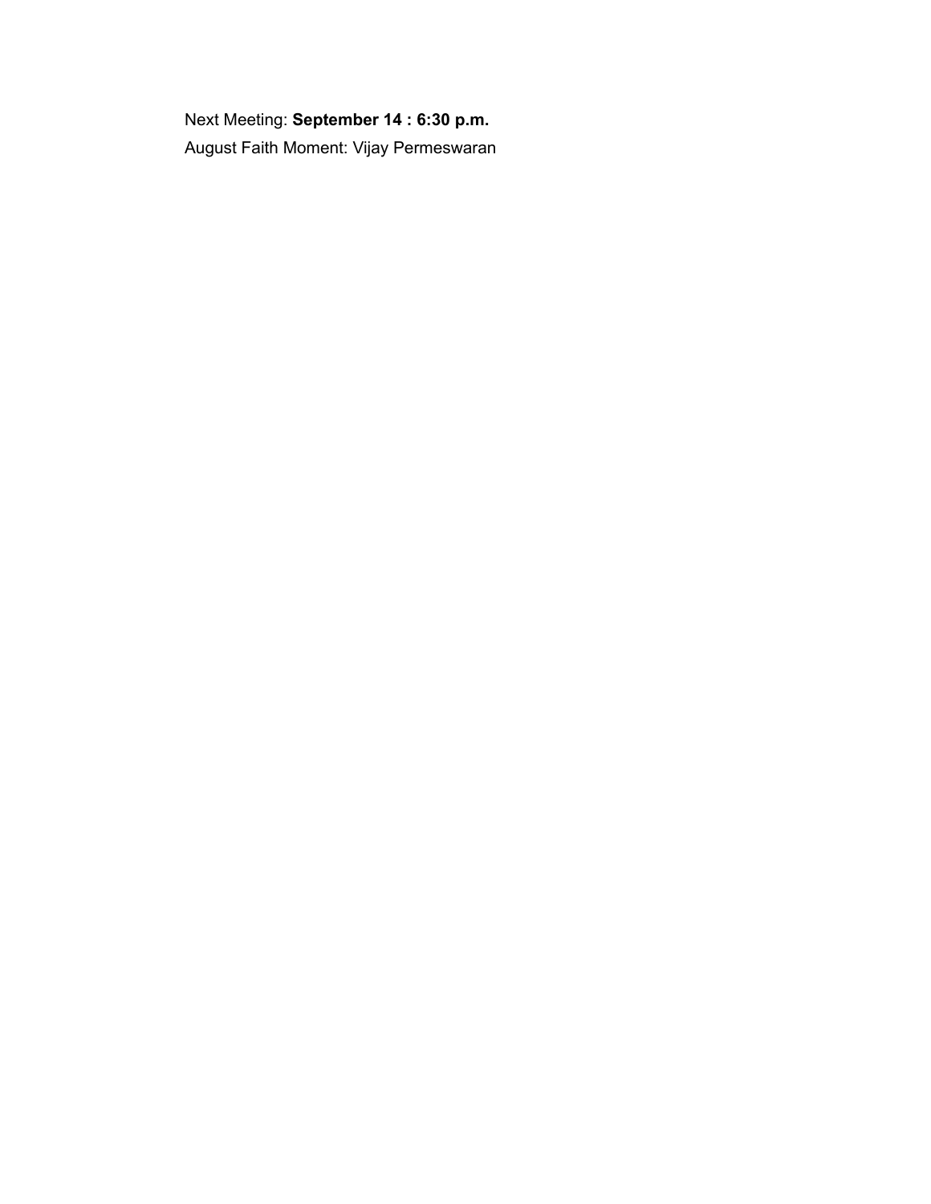Next Meeting: **September 14 : 6:30 p.m.**

August Faith Moment: Vijay Permeswaran